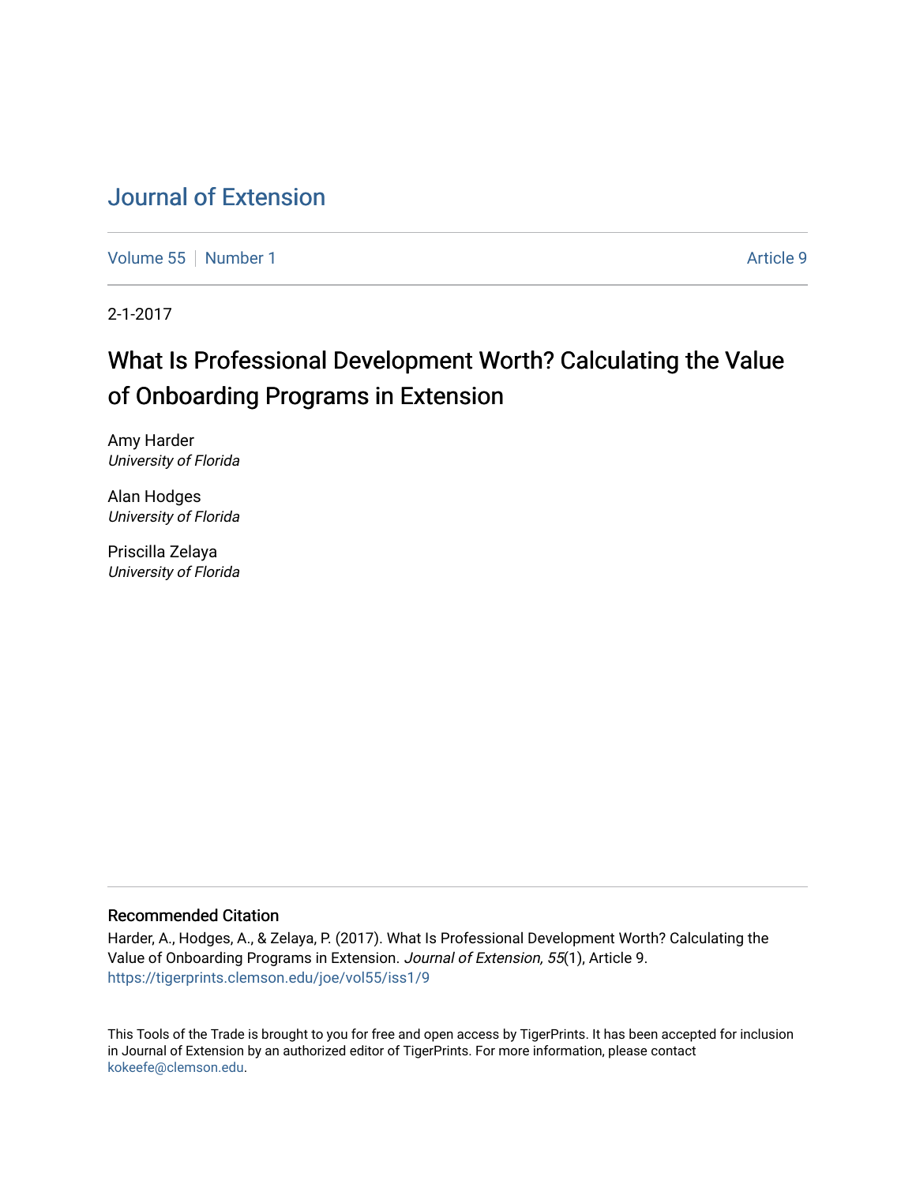# Journal of Extension

Volume 55 | Number 1 | Article 9

2-1-2017

## What Is Professional Development Worth? Calculating the Value of Onboarding Programs in Extension

Amy Harder
*University of Florida*

Alan Hodges
*University of Florida*

Priscilla Zelaya
*University of Florida*

### Recommended Citation

Harder, A., Hodges, A., & Zelaya, P. (2017). What Is Professional Development Worth? Calculating the Value of Onboarding Programs in Extension. *Journal of Extension, 55*(1), Article 9. https://tigerprints.clemson.edu/joe/vol55/iss1/9

This Tools of the Trade is brought to you for free and open access by TigerPrints. It has been accepted for inclusion in Journal of Extension by an authorized editor of TigerPrints. For more information, please contact kokeefe@clemson.edu.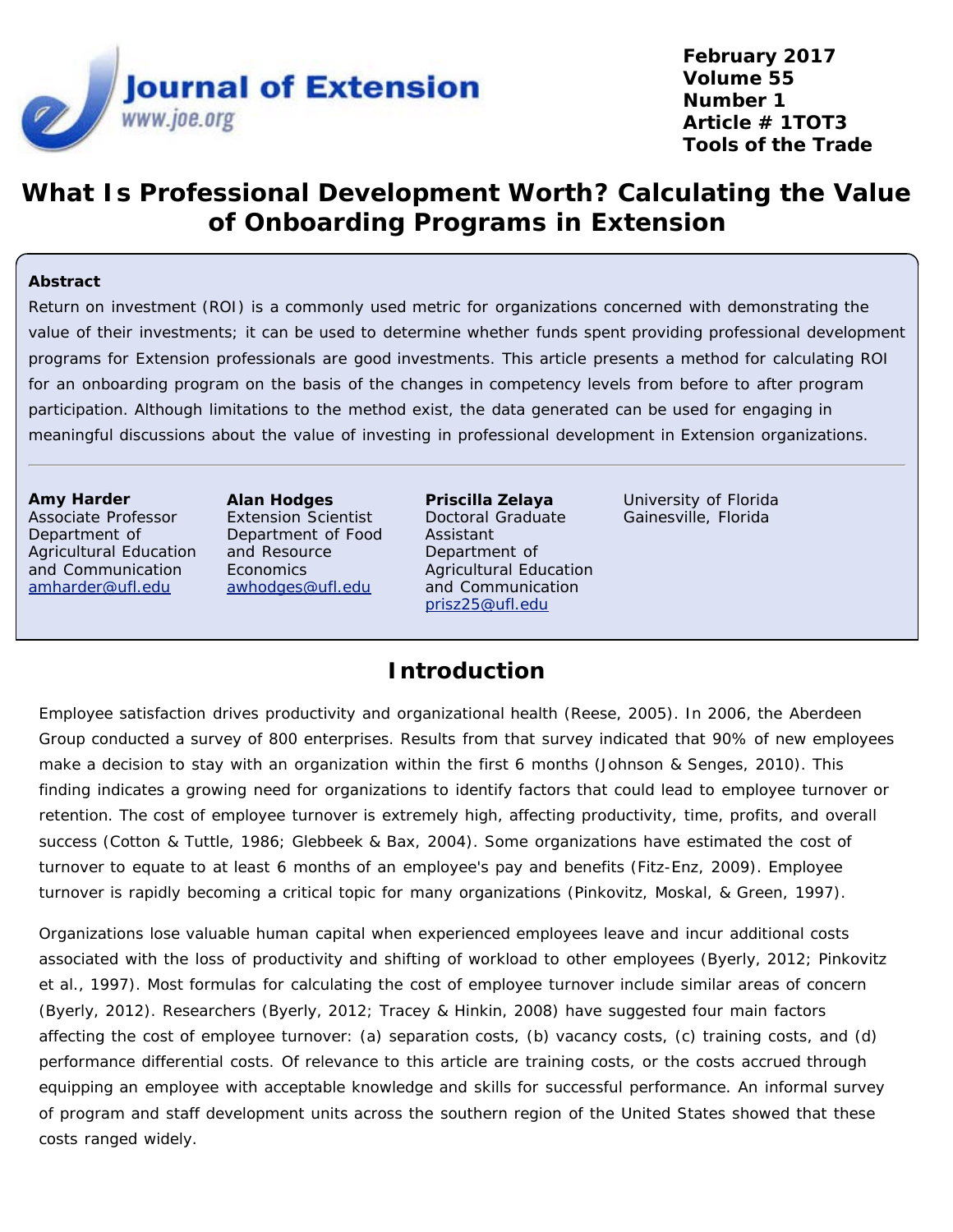# What Is Professional Development Worth? Calculating the Value of Onboarding Programs in Extension

**Abstract**

Return on investment (ROI) is a commonly used metric for organizations concerned with demonstrating the value of their investments; it can be used to determine whether funds spent providing professional development programs for Extension professionals are good investments. This article presents a method for calculating ROI for an onboarding program on the basis of the changes in competency levels from before to after program participation. Although limitations to the method exist, the data generated can be used for engaging in meaningful discussions about the value of investing in professional development in Extension organizations.

**Amy Harder**
Associate Professor
Department of Agricultural Education and Communication
amharder@ufl.edu

**Alan Hodges**
Extension Scientist
Department of Food and Resource Economics
awhodges@ufl.edu

**Priscilla Zelaya**
Doctoral Graduate Assistant
Department of Agricultural Education and Communication
prisz25@ufl.edu

University of Florida
Gainesville, Florida

## Introduction

Employee satisfaction drives productivity and organizational health (Reese, 2005). In 2006, the Aberdeen Group conducted a survey of 800 enterprises. Results from that survey indicated that 90% of new employees make a decision to stay with an organization within the first 6 months (Johnson & Senges, 2010). This finding indicates a growing need for organizations to identify factors that could lead to employee turnover or retention. The cost of employee turnover is extremely high, affecting productivity, time, profits, and overall success (Cotton & Tuttle, 1986; Glebbeek & Bax, 2004). Some organizations have estimated the cost of turnover to equate to at least 6 months of an employee's pay and benefits (Fitz-Enz, 2009). Employee turnover is rapidly becoming a critical topic for many organizations (Pinkovitz, Moskal, & Green, 1997).

Organizations lose valuable human capital when experienced employees leave and incur additional costs associated with the loss of productivity and shifting of workload to other employees (Byerly, 2012; Pinkovitz et al., 1997). Most formulas for calculating the cost of employee turnover include similar areas of concern (Byerly, 2012). Researchers (Byerly, 2012; Tracey & Hinkin, 2008) have suggested four main factors affecting the cost of employee turnover: (a) separation costs, (b) vacancy costs, (c) training costs, and (d) performance differential costs. Of relevance to this article are training costs, or the costs accrued through equipping an employee with acceptable knowledge and skills for successful performance. An informal survey of program and staff development units across the southern region of the United States showed that these costs ranged widely.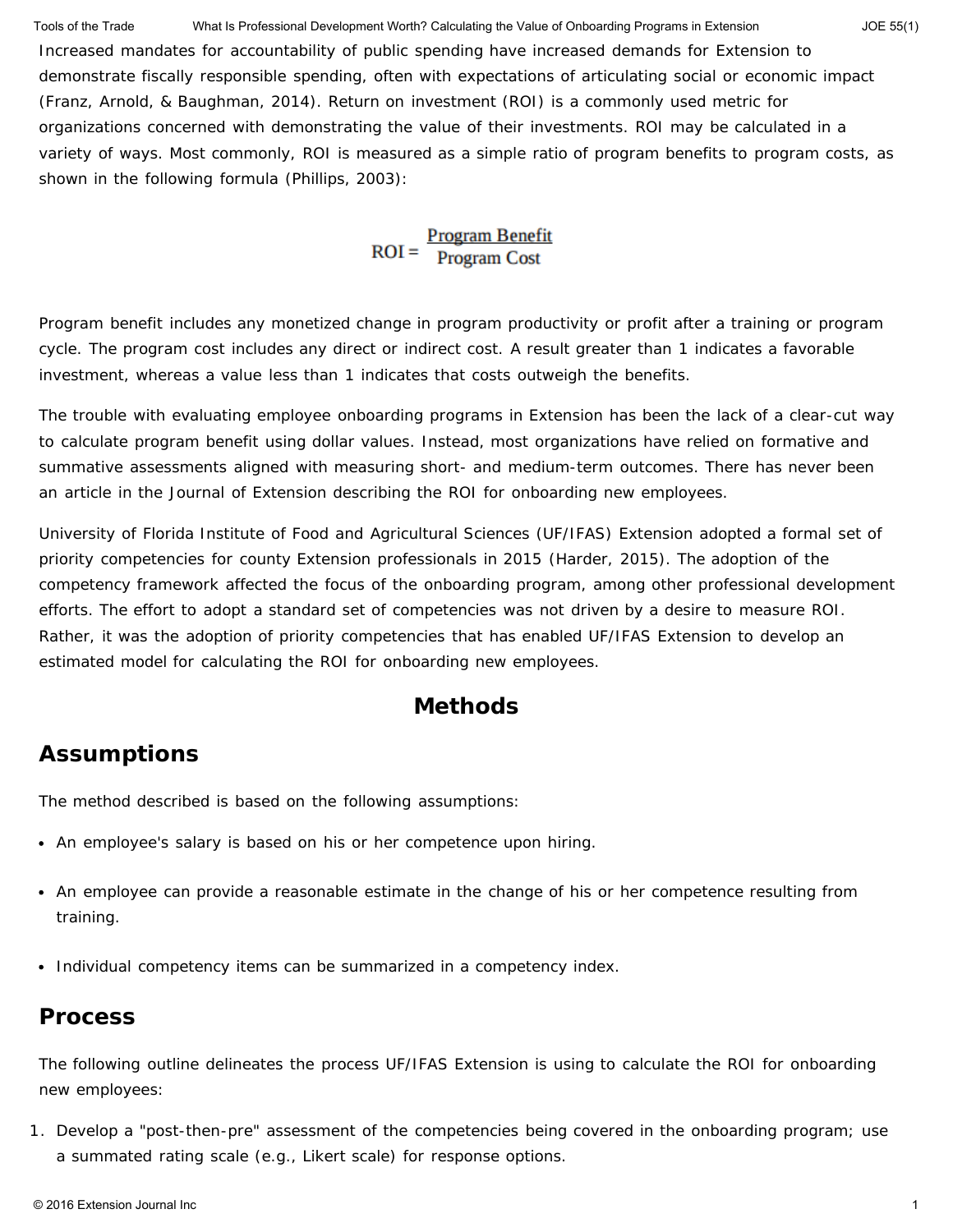Increased mandates for accountability of public spending have increased demands for Extension to demonstrate fiscally responsible spending, often with expectations of articulating social or economic impact (Franz, Arnold, & Baughman, 2014). Return on investment (ROI) is a commonly used metric for organizations concerned with demonstrating the value of their investments. ROI may be calculated in a variety of ways. Most commonly, ROI is measured as a simple ratio of program benefits to program costs, as shown in the following formula (Phillips, 2003):

$$\text{ROI} = \frac{\text{Program Benefit}}{\text{Program Cost}}$$

Program benefit includes any monetized change in program productivity or profit after a training or program cycle. The program cost includes any direct or indirect cost. A result greater than 1 indicates a favorable investment, whereas a value less than 1 indicates that costs outweigh the benefits.

The trouble with evaluating employee onboarding programs in Extension has been the lack of a clear-cut way to calculate program benefit using dollar values. Instead, most organizations have relied on formative and summative assessments aligned with measuring short- and medium-term outcomes. There has never been an article in the Journal of Extension describing the ROI for onboarding new employees.

University of Florida Institute of Food and Agricultural Sciences (UF/IFAS) Extension adopted a formal set of priority competencies for county Extension professionals in 2015 (Harder, 2015). The adoption of the competency framework affected the focus of the onboarding program, among other professional development efforts. The effort to adopt a standard set of competencies was not driven by a desire to measure ROI. Rather, it was the adoption of priority competencies that has enabled UF/IFAS Extension to develop an estimated model for calculating the ROI for onboarding new employees.

# Methods

## Assumptions

The method described is based on the following assumptions:

- An employee's salary is based on his or her competence upon hiring.
- An employee can provide a reasonable estimate in the change of his or her competence resulting from training.
- Individual competency items can be summarized in a competency index.

## Process

The following outline delineates the process UF/IFAS Extension is using to calculate the ROI for onboarding new employees:

1. Develop a "post-then-pre" assessment of the competencies being covered in the onboarding program; use a summated rating scale (e.g., Likert scale) for response options.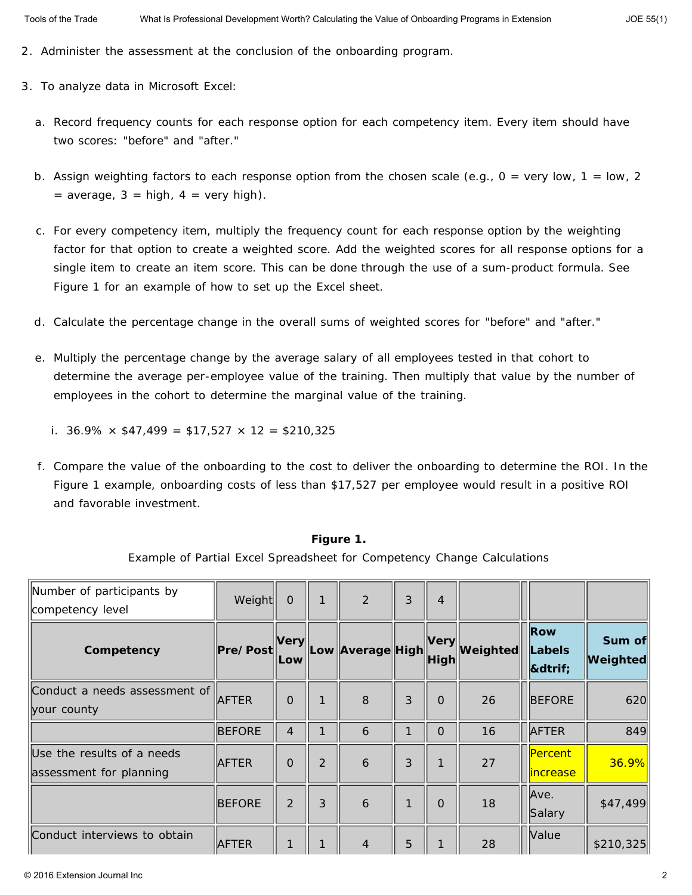2. Administer the assessment at the conclusion of the onboarding program.

3. To analyze data in Microsoft Excel:

   a. Record frequency counts for each response option for each competency item. Every item should have two scores: "before" and "after."

   b. Assign weighting factors to each response option from the chosen scale (e.g., 0 = very low, 1 = low, 2 = average, 3 = high, 4 = very high).

   c. For every competency item, multiply the frequency count for each response option by the weighting factor for that option to create a weighted score. Add the weighted scores for all response options for a single item to create an item score. This can be done through the use of a sum-product formula. See Figure 1 for an example of how to set up the Excel sheet.

   d. Calculate the percentage change in the overall sums of weighted scores for "before" and "after."

   e. Multiply the percentage change by the average salary of all employees tested in that cohort to determine the average per-employee value of the training. Then multiply that value by the number of employees in the cohort to determine the marginal value of the training.

      i. 36.9% × $47,499 = $17,527 × 12 = $210,325

   f. Compare the value of the onboarding to the cost to deliver the onboarding to determine the ROI. In the Figure 1 example, onboarding costs of less than $17,527 per employee would result in a positive ROI and favorable investment.

**Figure 1.**
Example of Partial Excel Spreadsheet for Competency Change Calculations

| Number of participants by competency level | Weight | 0 | 1 | 2 | 3 | 4 | | | |
|---|---|---|---|---|---|---|---|---|---|
| **Competency** | **Pre/Post** | **Very Low** | **Low** | **Average** | **High** | **Very High** | **Weighted** | **Row Labels &dtrif;** | **Sum of Weighted** |
| Conduct a needs assessment of your county | AFTER | 0 | 1 | 8 | 3 | 0 | 26 | BEFORE | 620 |
| | BEFORE | 4 | 1 | 6 | 1 | 0 | 16 | AFTER | 849 |
| Use the results of a needs assessment for planning | AFTER | 0 | 2 | 6 | 3 | 1 | 27 | Percent increase | 36.9% |
| | BEFORE | 2 | 3 | 6 | 1 | 0 | 18 | Ave. Salary | $47,499 |
| Conduct interviews to obtain | AFTER | 1 | 1 | 4 | 5 | 1 | 28 | Value | $210,325 |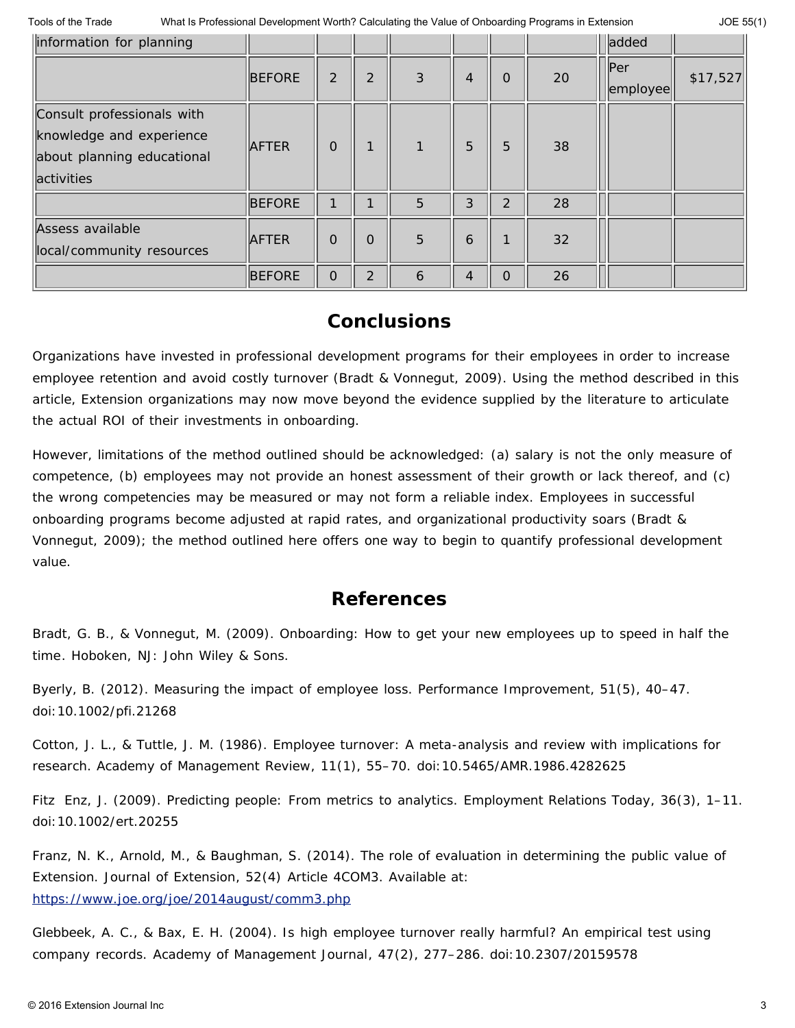| | | | | | | | | | | |
|---|---|---|---|---|---|---|---|---|---|---|
| information for planning | | | | | | | | | added | |
| | BEFORE | 2 | 2 | 3 | 4 | 0 | 20 | | Per employee | $17,527 |
| Consult professionals with knowledge and experience about planning educational activities | AFTER | 0 | 1 | 1 | 5 | 5 | 38 | | | |
| | BEFORE | 1 | 1 | 5 | 3 | 2 | 28 | | | |
| Assess available local/community resources | AFTER | 0 | 0 | 5 | 6 | 1 | 32 | | | |
| | BEFORE | 0 | 2 | 6 | 4 | 0 | 26 | | | |

## Conclusions

Organizations have invested in professional development programs for their employees in order to increase employee retention and avoid costly turnover (Bradt & Vonnegut, 2009). Using the method described in this article, Extension organizations may now move beyond the evidence supplied by the literature to articulate the actual ROI of their investments in onboarding.

However, limitations of the method outlined should be acknowledged: (a) salary is not the only measure of competence, (b) employees may not provide an honest assessment of their growth or lack thereof, and (c) the wrong competencies may be measured or may not form a reliable index. Employees in successful onboarding programs become adjusted at rapid rates, and organizational productivity soars (Bradt & Vonnegut, 2009); the method outlined here offers one way to begin to quantify professional development value.

## References

Bradt, G. B., & Vonnegut, M. (2009). Onboarding: How to get your new employees up to speed in half the time. Hoboken, NJ: John Wiley & Sons.

Byerly, B. (2012). Measuring the impact of employee loss. Performance Improvement, 51(5), 40–47. doi:10.1002/pfi.21268

Cotton, J. L., & Tuttle, J. M. (1986). Employee turnover: A meta-analysis and review with implications for research. Academy of Management Review, 11(1), 55–70. doi:10.5465/AMR.1986.4282625

Fitz Enz, J. (2009). Predicting people: From metrics to analytics. Employment Relations Today, 36(3), 1–11. doi:10.1002/ert.20255

Franz, N. K., Arnold, M., & Baughman, S. (2014). The role of evaluation in determining the public value of Extension. Journal of Extension, 52(4) Article 4COM3. Available at: https://www.joe.org/joe/2014august/comm3.php

Glebbeek, A. C., & Bax, E. H. (2004). Is high employee turnover really harmful? An empirical test using company records. Academy of Management Journal, 47(2), 277–286. doi:10.2307/20159578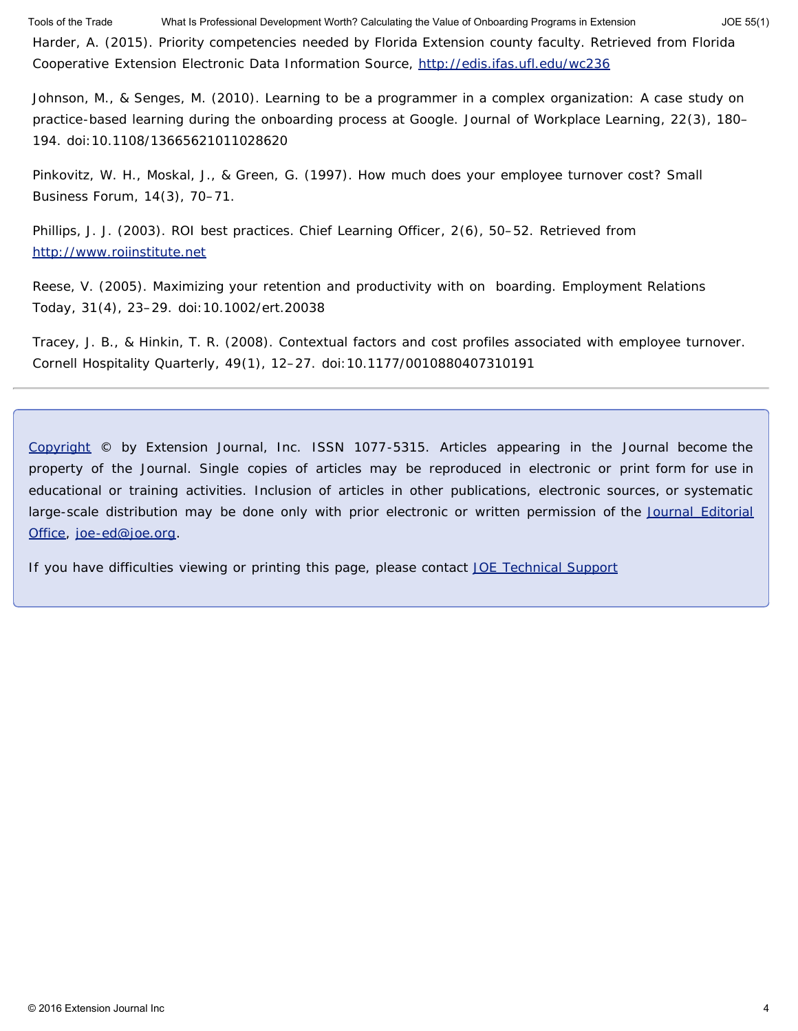Harder, A. (2015). Priority competencies needed by Florida Extension county faculty. Retrieved from Florida Cooperative Extension Electronic Data Information Source, http://edis.ifas.ufl.edu/wc236

Johnson, M., & Senges, M. (2010). Learning to be a programmer in a complex organization: A case study on practice-based learning during the onboarding process at Google. Journal of Workplace Learning, 22(3), 180–194. doi:10.1108/13665621011028620

Pinkovitz, W. H., Moskal, J., & Green, G. (1997). How much does your employee turnover cost? Small Business Forum, 14(3), 70–71.

Phillips, J. J. (2003). ROI best practices. Chief Learning Officer, 2(6), 50–52. Retrieved from http://www.roiinstitute.net

Reese, V. (2005). Maximizing your retention and productivity with on boarding. Employment Relations Today, 31(4), 23–29. doi:10.1002/ert.20038

Tracey, J. B., & Hinkin, T. R. (2008). Contextual factors and cost profiles associated with employee turnover. Cornell Hospitality Quarterly, 49(1), 12–27. doi:10.1177/0010880407310191

---

Copyright © by Extension Journal, Inc. ISSN 1077-5315. Articles appearing in the Journal become the property of the Journal. Single copies of articles may be reproduced in electronic or print form for use in educational or training activities. Inclusion of articles in other publications, electronic sources, or systematic large-scale distribution may be done only with prior electronic or written permission of the Journal Editorial Office, joe-ed@joe.org.

If you have difficulties viewing or printing this page, please contact JOE Technical Support